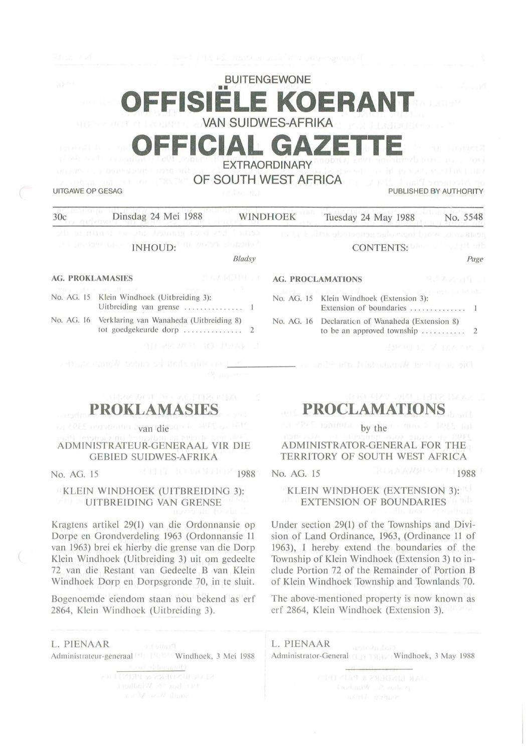BUITENGEWONE

# OFFISIËLE KOERANT

VAN SUIDWES-AFRIKA

# OFFICIAL GAZETTE

EXTRAORDINARY

OF SOUTH WEST AFRICA

UITGAWE OP GESAG — PUBLISHED BY AUTHORITY

30c — Dinsdag 24 Mei 1988 — WINDHOEK — Tuesday 24 May 1988 — No. 5548

## INHOUD:

*Bladsy*

**AG. PROKLAMASIES**

| | | |
|---|---|---|
| No. AG. 15 | Klein Windhoek (Uitbreiding 3): Uitbreiding van grense | 1 |
| No. AG. 16 | Verklaring van Wanaheda (Uitbreiding 8) tot goedgekeurde dorp | 2 |

## CONTENTS:

*Page*

**AG. PROCLAMATIONS**

| | | |
|---|---|---|
| No. AG. 15 | Klein Windhoek (Extension 3): Extension of boundaries | 1 |
| No. AG. 16 | Declaration of Wanaheda (Extension 8) to be an approved township | 2 |

---

# PROKLAMASIES

van die

ADMINISTRATEUR-GENERAAL VIR DIE GEBIED SUIDWES-AFRIKA

No. AG. 15 — 1988

### KLEIN WINDHOEK (UITBREIDING 3): UITBREIDING VAN GRENSE

Kragtens artikel 29(1) van die Ordonnansie op Dorpe en Grondverdeling 1963 (Ordonnansie 11 van 1963) brei ek hierby die grense van die Dorp Klein Windhoek (Uitbreiding 3) uit om gedeelte 72 van die Restant van Gedeelte B van Klein Windhoek Dorp en Dorpsgronde 70, in te sluit.

Bogenoemde eiendom staan nou bekend as erf 2864, Klein Windhoek (Uitbreiding 3).

L. PIENAAR
Administrateur-generaal — Windhoek, 3 Mei 1988

---

# PROCLAMATIONS

by the

ADMINISTRATOR-GENERAL FOR THE TERRITORY OF SOUTH WEST AFRICA

No. AG. 15 — 1988

### KLEIN WINDHOEK (EXTENSION 3): EXTENSION OF BOUNDARIES

Under section 29(1) of the Townships and Division of Land Ordinance, 1963, (Ordinance 11 of 1963), I hereby extend the boundaries of the Township of Klein Windhoek (Extension 3) to include Portion 72 of the Remainder of Portion B of Klein Windhoek Township and Townlands 70.

The above-mentioned property is now known as erf 2864, Klein Windhoek (Extension 3).

L. PIENAAR
Administrator-General — Windhoek, 3 May 1988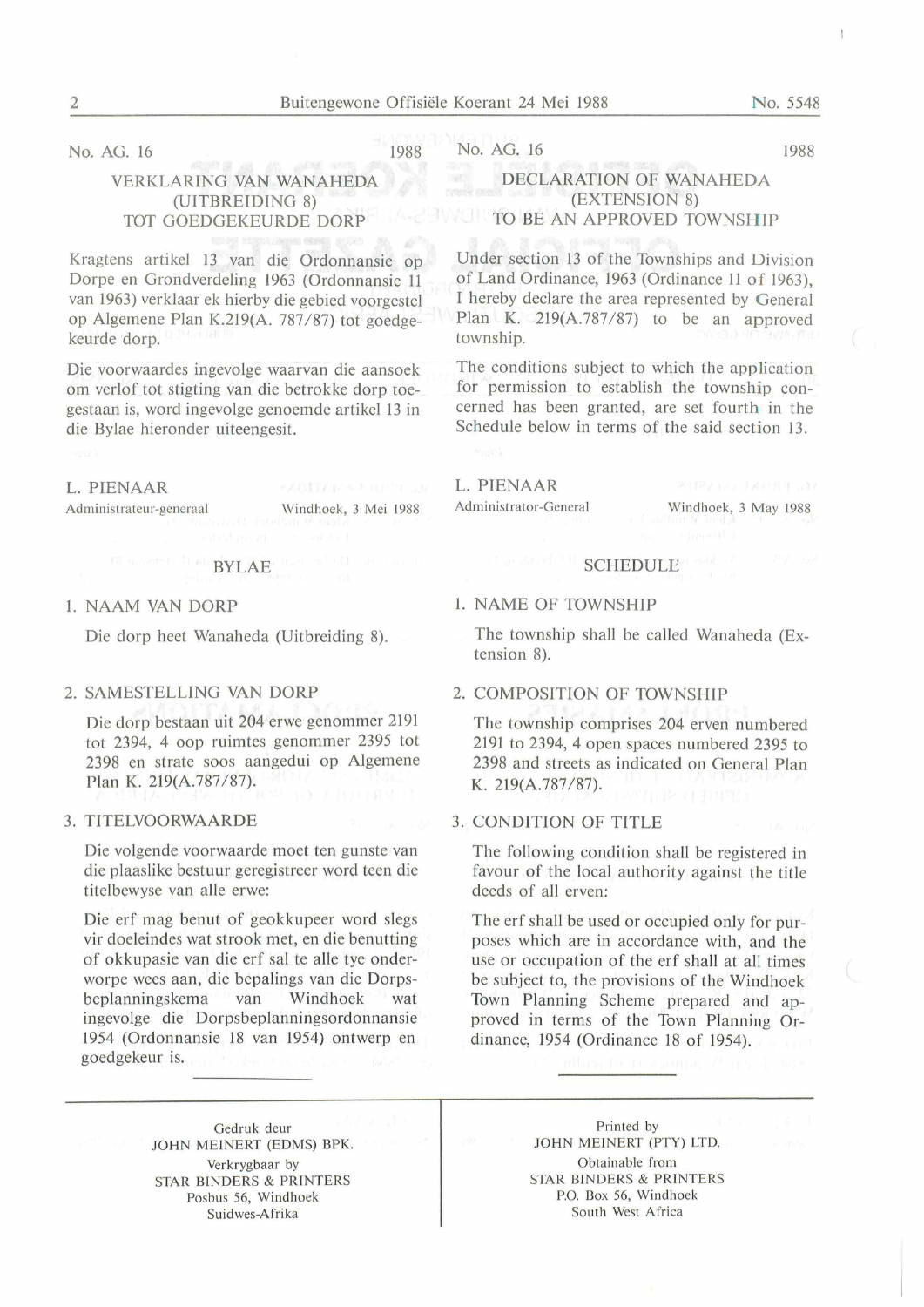No. AG. 16 1988

## VERKLARING VAN WANAHEDA (UITBREIDING 8) TOT GOEDGEKEURDE DORP

Kragtens artikel 13 van die Ordonnansie op Dorpe en Grondverdeling 1963 (Ordonnansie 11 van 1963) verklaar ek hierby die gebied voorgestel op Algemene Plan K.219(A. 787/87) tot goedgekeurde dorp.

Die voorwaardes ingevolge waarvan die aansoek om verlof tot stigting van die betrokke dorp toegestaan is, word ingevolge genoemde artikel 13 in die Bylae hieronder uiteengesit.

L. PIENAAR
Administrateur-generaal — Windhoek, 3 Mei 1988

### BYLAE

1. NAAM VAN DORP

   Die dorp heet Wanaheda (Uitbreiding 8).

2. SAMESTELLING VAN DORP

   Die dorp bestaan uit 204 erwe genommer 2191 tot 2394, 4 oop ruimtes genommer 2395 tot 2398 en strate soos aangedui op Algemene Plan K. 219(A.787/87).

3. TITELVOORWAARDE

   Die volgende voorwaarde moet ten gunste van die plaaslike bestuur geregistreer word teen die titelbewyse van alle erwe:

   Die erf mag benut of geokkupeer word slegs vir doeleindes wat strook met, en die benutting of okkupasie van die erf sal te alle tye onderworpe wees aan, die bepalings van die Dorpsbeplanningskema van Windhoek wat ingevolge die Dorpsbeplanningsordonnansie 1954 (Ordonnansie 18 van 1954) ontwerp en goedgekeur is.

---

No. AG. 16 1988

## DECLARATION OF WANAHEDA (EXTENSION 8) TO BE AN APPROVED TOWNSHIP

Under section 13 of the Townships and Division of Land Ordinance, 1963 (Ordinance 11 of 1963), I hereby declare the area represented by General Plan K. 219(A.787/87) to be an approved township.

The conditions subject to which the application for permission to establish the township concerned has been granted, are set fourth in the Schedule below in terms of the said section 13.

L. PIENAAR
Administrator-General — Windhoek, 3 May 1988

### SCHEDULE

1. NAME OF TOWNSHIP

   The township shall be called Wanaheda (Extension 8).

2. COMPOSITION OF TOWNSHIP

   The township comprises 204 erven numbered 2191 to 2394, 4 open spaces numbered 2395 to 2398 and streets as indicated on General Plan K. 219(A.787/87).

3. CONDITION OF TITLE

   The following condition shall be registered in favour of the local authority against the title deeds of all erven:

   The erf shall be used or occupied only for purposes which are in accordance with, and the use or occupation of the erf shall at all times be subject to, the provisions of the Windhoek Town Planning Scheme prepared and approved in terms of the Town Planning Ordinance, 1954 (Ordinance 18 of 1954).

---

Gedruk deur
JOHN MEINERT (EDMS) BPK.
Verkrygbaar by
STAR BINDERS & PRINTERS
Posbus 56, Windhoek
Suidwes-Afrika

Printed by
JOHN MEINERT (PTY) LTD.
Obtainable from
STAR BINDERS & PRINTERS
P.O. Box 56, Windhoek
South West Africa